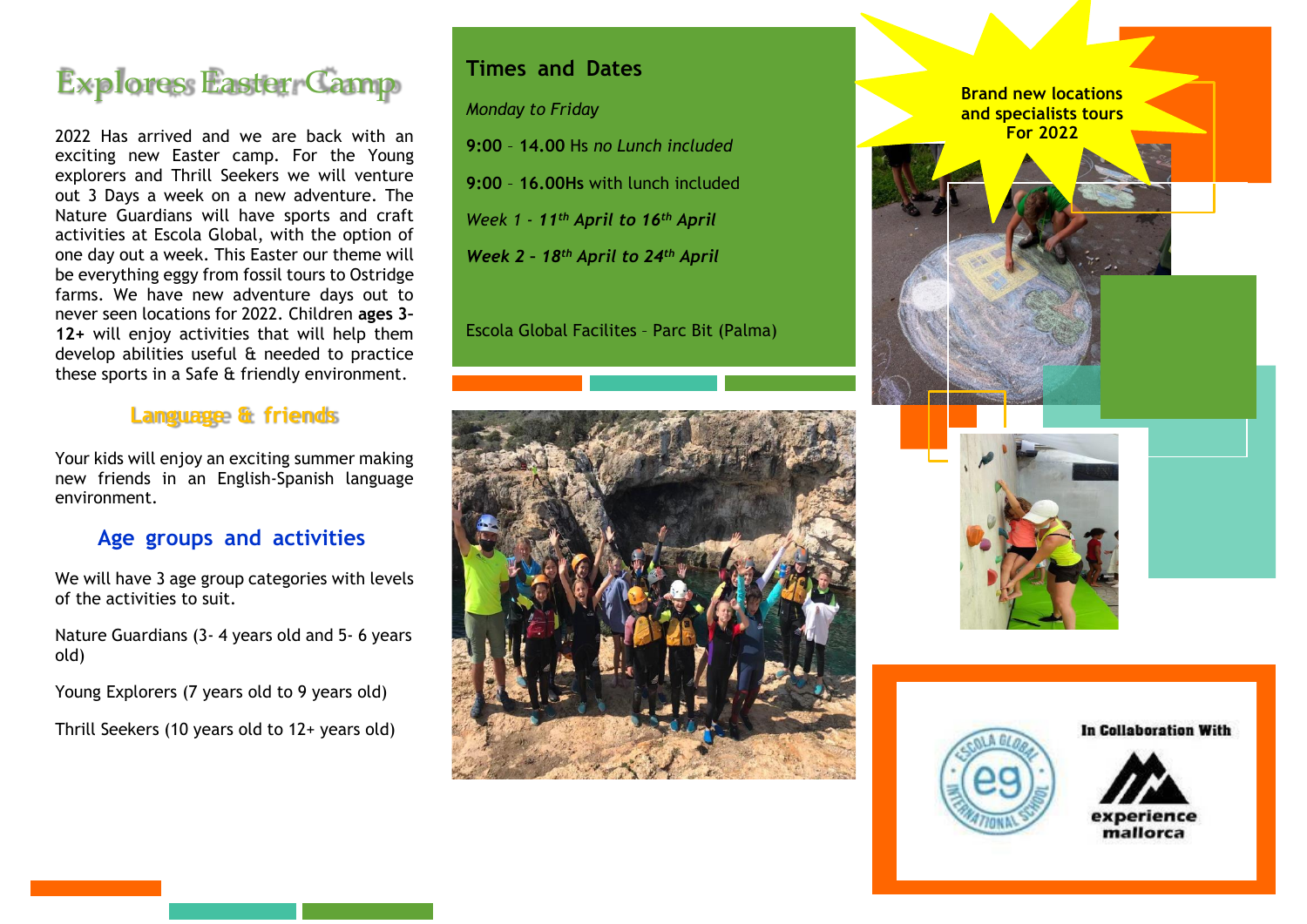# Explores Easter Camp

2022 Has arrived and we are back with an exciting new Easter camp. For the Young explorers and Thrill Seekers we will venture out 3 Days a week on a new adventure. The Nature Guardians will have sports and craft activities at Escola Global, with the option of one day out a week. This Easter our theme will be everything eggy from fossil tours to Ostridge farms. We have new adventure days out to never seen locations for 2022. Children **ages 3-12+** will enjoy activities that will help them develop abilities useful & needed to practice these sports in a Safe & friendly environment.

## Language & friends

Your kids will enjoy an exciting summer making new friends in an English-Spanish language environment.

## Age groups and activities

We will have 3 age group categories with levels of the activities to suit.

Nature Guardians (3- 4 years old and 5- 6 years old)

Young Explorers (7 years old to 9 years old)

Thrill Seekers (10 years old to 12+ years old)

## Times and Dates

*Monday to Friday*

**9:00** – **14.00** Hs *no Lunch included*

**9:00** – **16.00Hs** with lunch included

*Week 1 - **11th April to 16th April***

***Week 2 – 18th April to 24th April***

Escola Global Facilites – Parc Bit (Palma)

**Brand new locations and specialists tours For 2022**

In Collaboration With

experience mallorca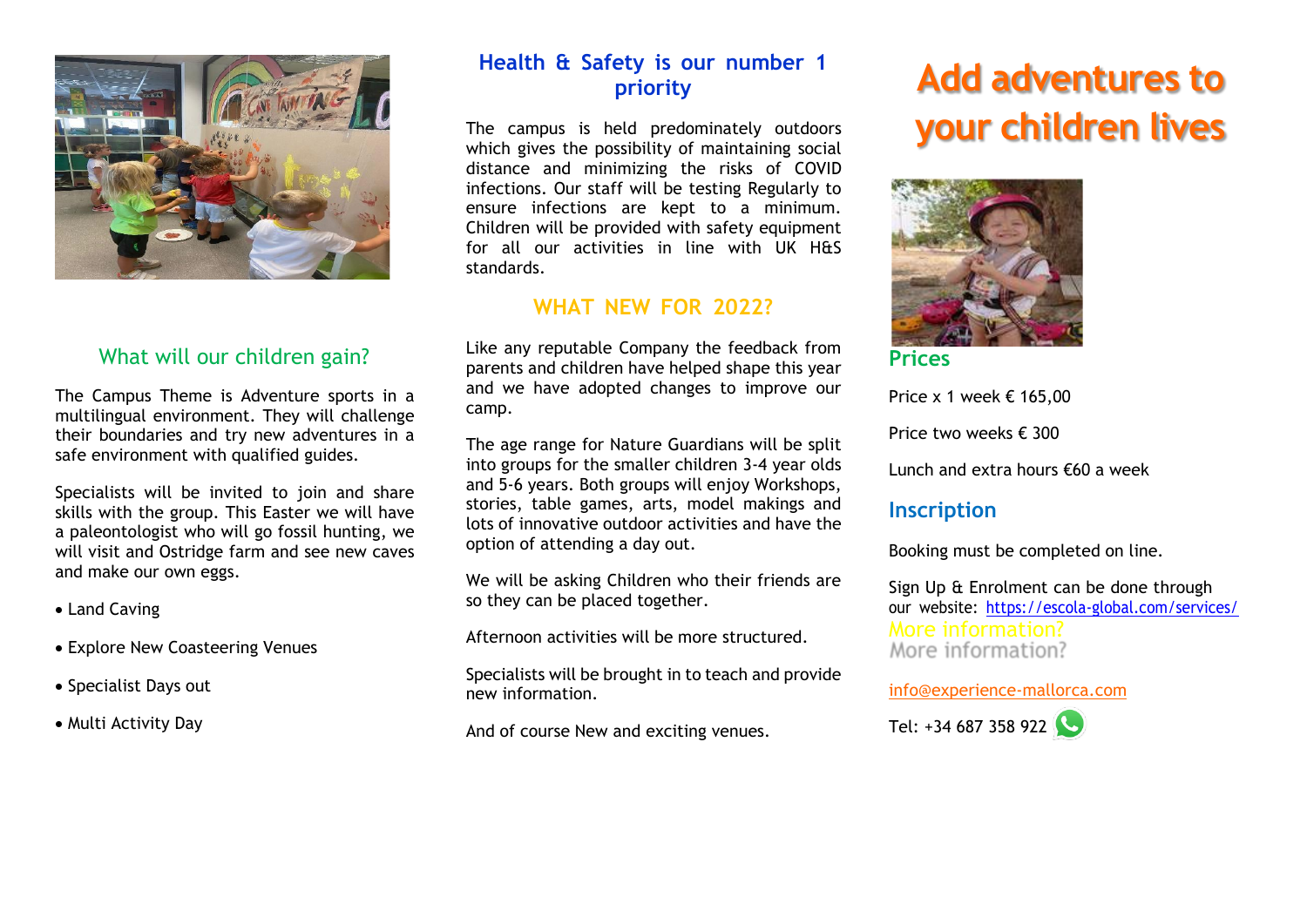## What will our children gain?

The Campus Theme is Adventure sports in a multilingual environment. They will challenge their boundaries and try new adventures in a safe environment with qualified guides.

Specialists will be invited to join and share skills with the group. This Easter we will have a paleontologist who will go fossil hunting, we will visit and Ostridge farm and see new caves and make our own eggs.

- Land Caving
- Explore New Coasteering Venues
- Specialist Days out
- Multi Activity Day

## Health & Safety is our number 1 priority

The campus is held predominately outdoors which gives the possibility of maintaining social distance and minimizing the risks of COVID infections. Our staff will be testing Regularly to ensure infections are kept to a minimum. Children will be provided with safety equipment for all our activities in line with UK H&S standards.

## WHAT NEW FOR 2022?

Like any reputable Company the feedback from parents and children have helped shape this year and we have adopted changes to improve our camp.

The age range for Nature Guardians will be split into groups for the smaller children 3-4 year olds and 5-6 years. Both groups will enjoy Workshops, stories, table games, arts, model makings and lots of innovative outdoor activities and have the option of attending a day out.

We will be asking Children who their friends are so they can be placed together.

Afternoon activities will be more structured.

Specialists will be brought in to teach and provide new information.

And of course New and exciting venues.

# Add adventures to your children lives

## Prices

Price x 1 week € 165,00

Price two weeks € 300

Lunch and extra hours €60 a week

## Inscription

Booking must be completed on line.

Sign Up & Enrolment can be done through our website: https://escola-global.com/services/

More information?

info@experience-mallorca.com

Tel: +34 687 358 922